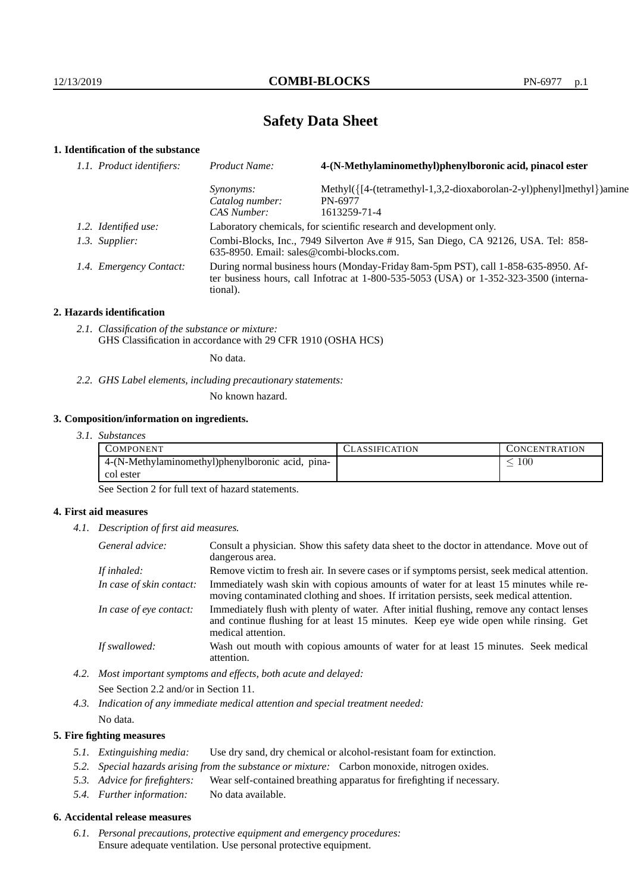# Safety Data Sheet

## 1. Identification of the substance

*1.1. Product identifiers:*

| | |
|---|---|
| *Product Name:* | **4-(N-Methylaminomethyl)phenylboronic acid, pinacol ester** |
| *Synonyms:* | Methyl({[4-(tetramethyl-1,3,2-dioxaborolan-2-yl)phenyl]methyl})amine |
| *Catalog number:* | PN-6977 |
| *CAS Number:* | 1613259-71-4 |

*1.2. Identified use:* Laboratory chemicals, for scientific research and development only.

*1.3. Supplier:* Combi-Blocks, Inc., 7949 Silverton Ave # 915, San Diego, CA 92126, USA. Tel: 858-635-8950. Email: sales@combi-blocks.com.

*1.4. Emergency Contact:* During normal business hours (Monday-Friday 8am-5pm PST), call 1-858-635-8950. After business hours, call Infotrac at 1-800-535-5053 (USA) or 1-352-323-3500 (international).

## 2. Hazards identification

*2.1. Classification of the substance or mixture:*
GHS Classification in accordance with 29 CFR 1910 (OSHA HCS)

No data.

*2.2. GHS Label elements, including precautionary statements:*

No known hazard.

## 3. Composition/information on ingredients.

*3.1. Substances*

| COMPONENT | CLASSIFICATION | CONCENTRATION |
|---|---|---|
| 4-(N-Methylaminomethyl)phenylboronic acid, pinacol ester | | $\leq 100$ |

See Section 2 for full text of hazard statements.

## 4. First aid measures

*4.1. Description of first aid measures.*

*General advice:* Consult a physician. Show this safety data sheet to the doctor in attendance. Move out of dangerous area.

*If inhaled:* Remove victim to fresh air. In severe cases or if symptoms persist, seek medical attention.

*In case of skin contact:* Immediately wash skin with copious amounts of water for at least 15 minutes while removing contaminated clothing and shoes. If irritation persists, seek medical attention.

*In case of eye contact:* Immediately flush with plenty of water. After initial flushing, remove any contact lenses and continue flushing for at least 15 minutes. Keep eye wide open while rinsing. Get medical attention.

*If swallowed:* Wash out mouth with copious amounts of water for at least 15 minutes. Seek medical attention.

*4.2. Most important symptoms and effects, both acute and delayed:*

See Section 2.2 and/or in Section 11.

*4.3. Indication of any immediate medical attention and special treatment needed:*

No data.

## 5. Fire fighting measures

*5.1. Extinguishing media:* Use dry sand, dry chemical or alcohol-resistant foam for extinction.

*5.2. Special hazards arising from the substance or mixture:* Carbon monoxide, nitrogen oxides.

*5.3. Advice for firefighters:* Wear self-contained breathing apparatus for firefighting if necessary.

*5.4. Further information:* No data available.

## 6. Accidental release measures

*6.1. Personal precautions, protective equipment and emergency procedures:*
Ensure adequate ventilation. Use personal protective equipment.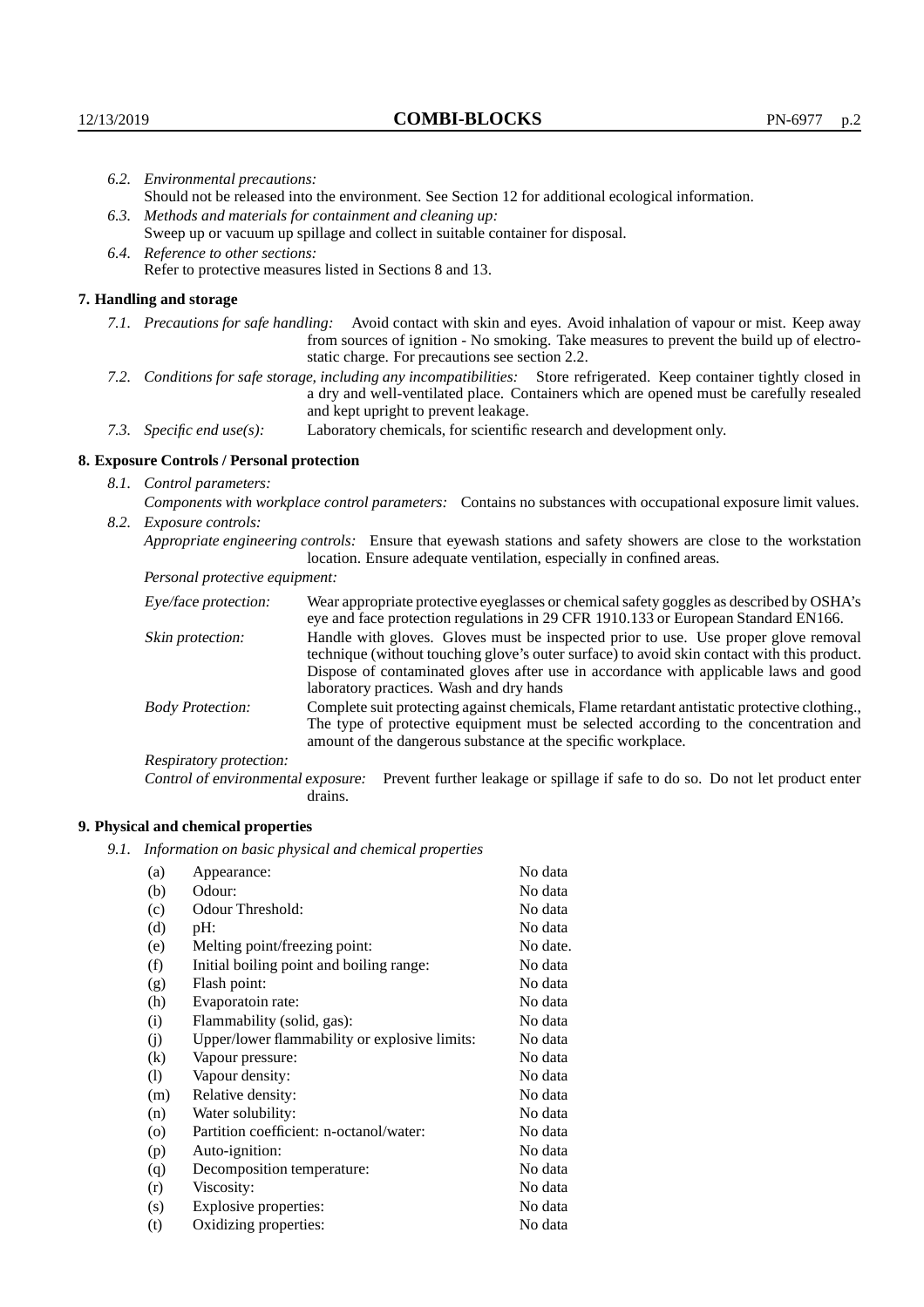6.2. *Environmental precautions:*
Should not be released into the environment. See Section 12 for additional ecological information.

6.3. *Methods and materials for containment and cleaning up:*
Sweep up or vacuum up spillage and collect in suitable container for disposal.

6.4. *Reference to other sections:*
Refer to protective measures listed in Sections 8 and 13.

## 7. Handling and storage

7.1. *Precautions for safe handling:* Avoid contact with skin and eyes. Avoid inhalation of vapour or mist. Keep away from sources of ignition - No smoking. Take measures to prevent the build up of electrostatic charge. For precautions see section 2.2.

7.2. *Conditions for safe storage, including any incompatibilities:* Store refrigerated. Keep container tightly closed in a dry and well-ventilated place. Containers which are opened must be carefully resealed and kept upright to prevent leakage.

7.3. *Specific end use(s):* Laboratory chemicals, for scientific research and development only.

## 8. Exposure Controls / Personal protection

8.1. *Control parameters:*

*Components with workplace control parameters:* Contains no substances with occupational exposure limit values.

8.2. *Exposure controls:*

*Appropriate engineering controls:* Ensure that eyewash stations and safety showers are close to the workstation location. Ensure adequate ventilation, especially in confined areas.

*Personal protective equipment:*

*Eye/face protection:* Wear appropriate protective eyeglasses or chemical safety goggles as described by OSHA's eye and face protection regulations in 29 CFR 1910.133 or European Standard EN166.

*Skin protection:* Handle with gloves. Gloves must be inspected prior to use. Use proper glove removal technique (without touching glove's outer surface) to avoid skin contact with this product. Dispose of contaminated gloves after use in accordance with applicable laws and good laboratory practices. Wash and dry hands

*Body Protection:* Complete suit protecting against chemicals, Flame retardant antistatic protective clothing., The type of protective equipment must be selected according to the concentration and amount of the dangerous substance at the specific workplace.

*Respiratory protection:*

*Control of environmental exposure:* Prevent further leakage or spillage if safe to do so. Do not let product enter drains.

## 9. Physical and chemical properties

9.1. *Information on basic physical and chemical properties*

| | | |
|---|---|---|
| (a) | Appearance: | No data |
| (b) | Odour: | No data |
| (c) | Odour Threshold: | No data |
| (d) | pH: | No data |
| (e) | Melting point/freezing point: | No date. |
| (f) | Initial boiling point and boiling range: | No data |
| (g) | Flash point: | No data |
| (h) | Evaporatoin rate: | No data |
| (i) | Flammability (solid, gas): | No data |
| (j) | Upper/lower flammability or explosive limits: | No data |
| (k) | Vapour pressure: | No data |
| (l) | Vapour density: | No data |
| (m) | Relative density: | No data |
| (n) | Water solubility: | No data |
| (o) | Partition coefficient: n-octanol/water: | No data |
| (p) | Auto-ignition: | No data |
| (q) | Decomposition temperature: | No data |
| (r) | Viscosity: | No data |
| (s) | Explosive properties: | No data |
| (t) | Oxidizing properties: | No data |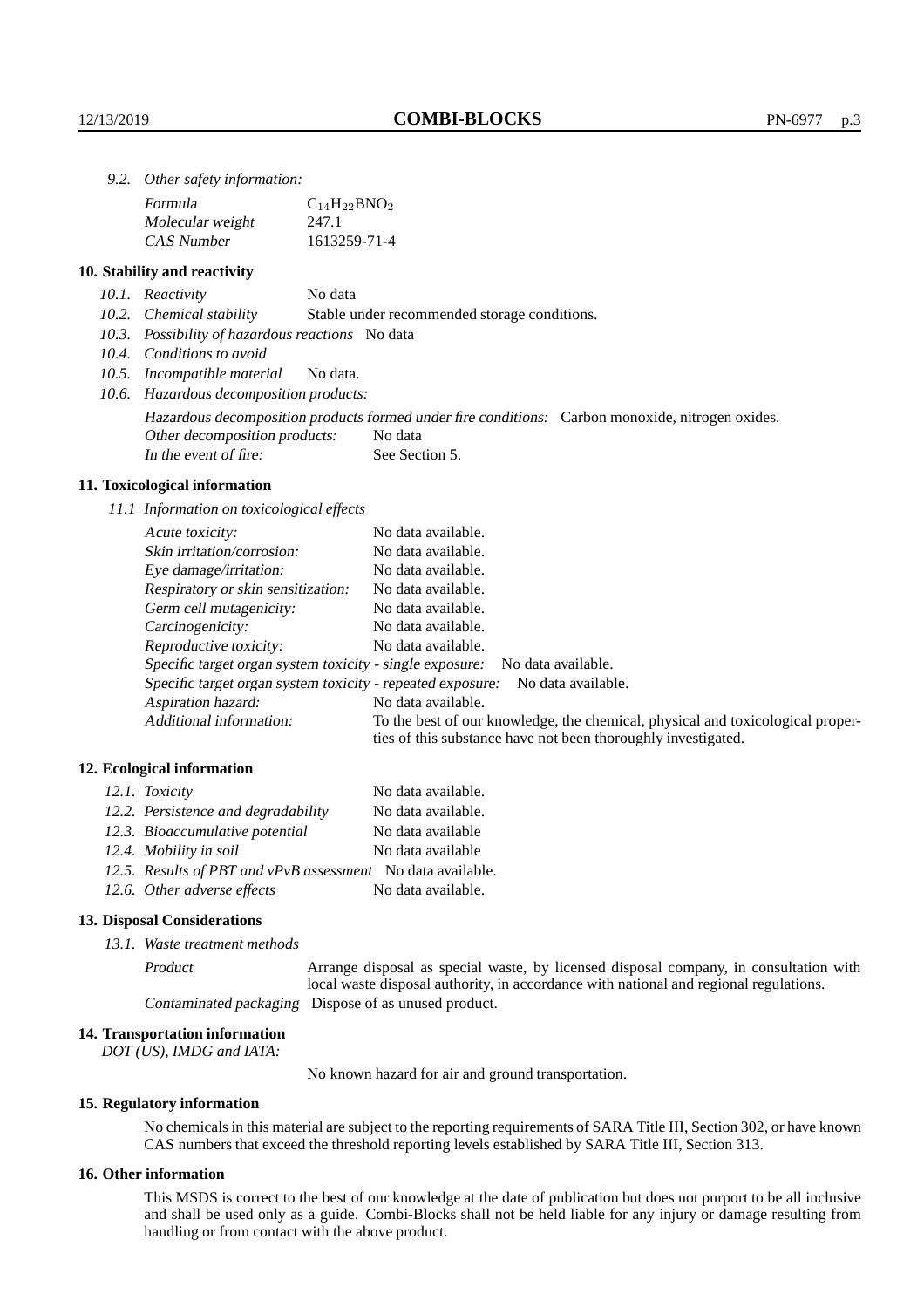*9.2. Other safety information:*

| | |
|---|---|
| *Formula* | $C_{14}H_{22}BNO_2$ |
| *Molecular weight* | 247.1 |
| *CAS Number* | 1613259-71-4 |

## 10. Stability and reactivity

*10.1. Reactivity* No data

*10.2. Chemical stability* Stable under recommended storage conditions.

*10.3. Possibility of hazardous reactions* No data

*10.4. Conditions to avoid*

*10.5. Incompatible material* No data.

*10.6. Hazardous decomposition products:*

*Hazardous decomposition products formed under fire conditions:* Carbon monoxide, nitrogen oxides.

*Other decomposition products:* No data

*In the event of fire:* See Section 5.

## 11. Toxicological information

*11.1 Information on toxicological effects*

| | |
|---|---|
| *Acute toxicity:* | No data available. |
| *Skin irritation/corrosion:* | No data available. |
| *Eye damage/irritation:* | No data available. |
| *Respiratory or skin sensitization:* | No data available. |
| *Germ cell mutagenicity:* | No data available. |
| *Carcinogenicity:* | No data available. |
| *Reproductive toxicity:* | No data available. |
| *Specific target organ system toxicity - single exposure:* | No data available. |
| *Specific target organ system toxicity - repeated exposure:* | No data available. |
| *Aspiration hazard:* | No data available. |
| *Additional information:* | To the best of our knowledge, the chemical, physical and toxicological properties of this substance have not been thoroughly investigated. |

## 12. Ecological information

| | |
|---|---|
| *12.1. Toxicity* | No data available. |
| *12.2. Persistence and degradability* | No data available. |
| *12.3. Bioaccumulative potential* | No data available |
| *12.4. Mobility in soil* | No data available |
| *12.5. Results of PBT and vPvB assessment* | No data available. |
| *12.6. Other adverse effects* | No data available. |

## 13. Disposal Considerations

*13.1. Waste treatment methods*

*Product* Arrange disposal as special waste, by licensed disposal company, in consultation with local waste disposal authority, in accordance with national and regional regulations.

*Contaminated packaging* Dispose of as unused product.

## 14. Transportation information

*DOT (US), IMDG and IATA:*

No known hazard for air and ground transportation.

## 15. Regulatory information

No chemicals in this material are subject to the reporting requirements of SARA Title III, Section 302, or have known CAS numbers that exceed the threshold reporting levels established by SARA Title III, Section 313.

## 16. Other information

This MSDS is correct to the best of our knowledge at the date of publication but does not purport to be all inclusive and shall be used only as a guide. Combi-Blocks shall not be held liable for any injury or damage resulting from handling or from contact with the above product.